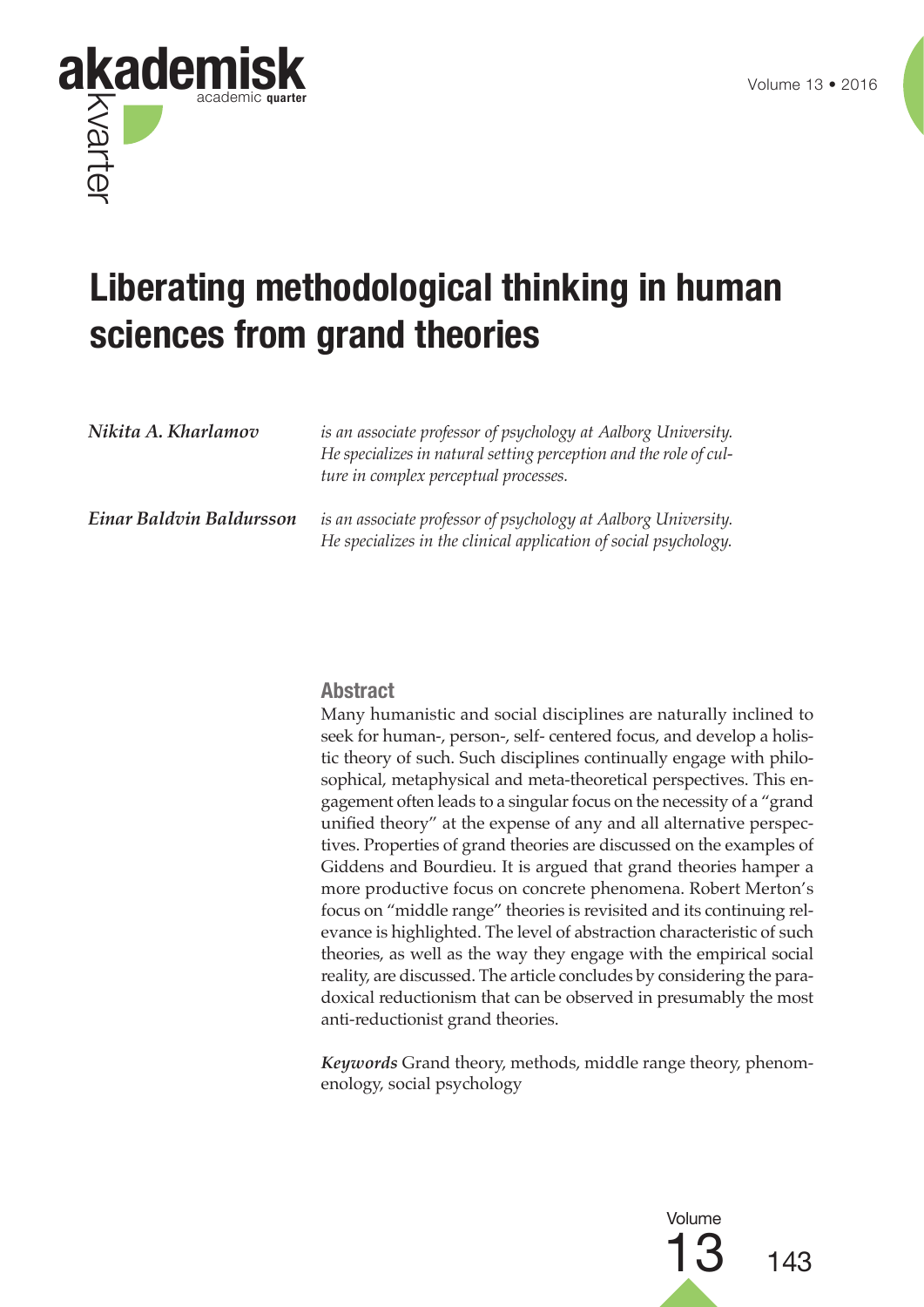# Liberating methodological thinking in human sciences from grand theories

***Nikita A. Kharlamov*** *is an associate professor of psychology at Aalborg University. He specializes in natural setting perception and the role of culture in complex perceptual processes.*

***Einar Baldvin Baldursson*** *is an associate professor of psychology at Aalborg University. He specializes in the clinical application of social psychology.*

## Abstract

Many humanistic and social disciplines are naturally inclined to seek for human-, person-, self- centered focus, and develop a holistic theory of such. Such disciplines continually engage with philosophical, metaphysical and meta-theoretical perspectives. This engagement often leads to a singular focus on the necessity of a "grand unified theory" at the expense of any and all alternative perspectives. Properties of grand theories are discussed on the examples of Giddens and Bourdieu. It is argued that grand theories hamper a more productive focus on concrete phenomena. Robert Merton's focus on "middle range" theories is revisited and its continuing relevance is highlighted. The level of abstraction characteristic of such theories, as well as the way they engage with the empirical social reality, are discussed. The article concludes by considering the paradoxical reductionism that can be observed in presumably the most anti-reductionist grand theories.

***Keywords*** Grand theory, methods, middle range theory, phenomenology, social psychology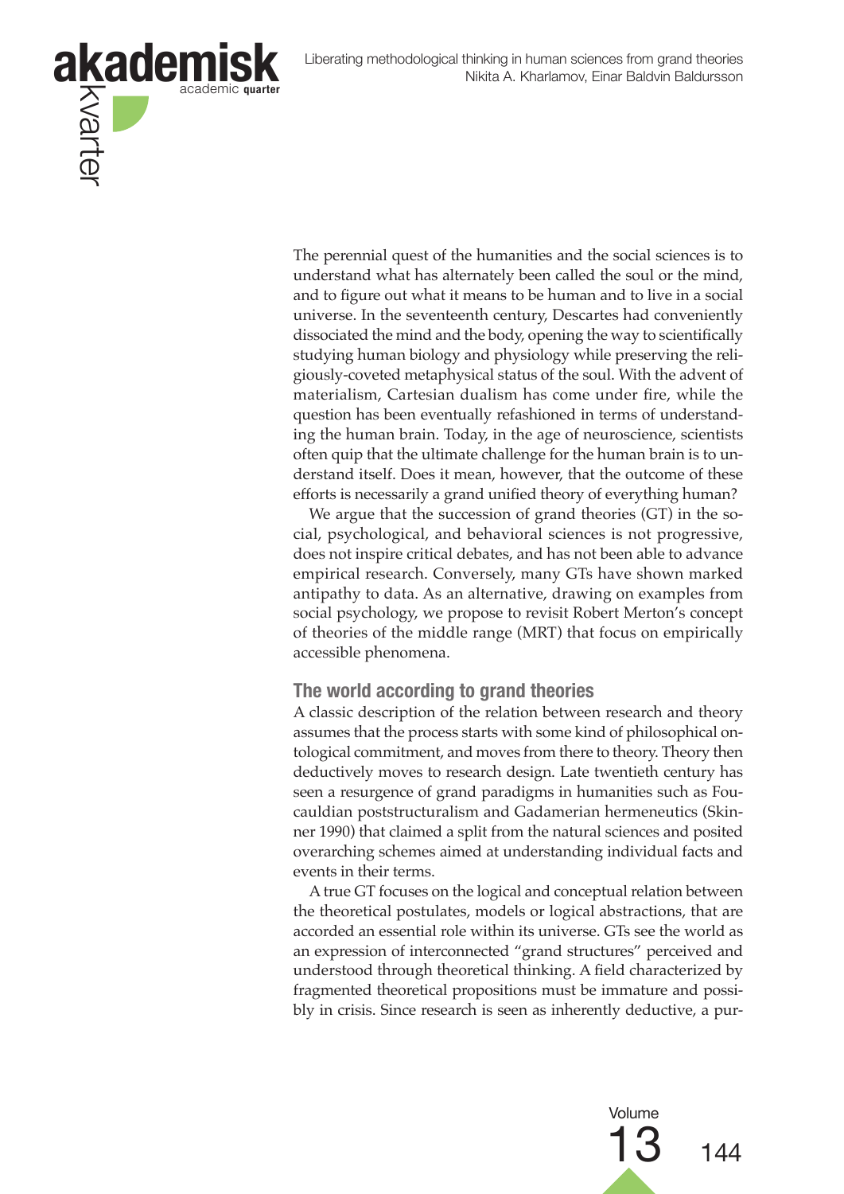The perennial quest of the humanities and the social sciences is to understand what has alternately been called the soul or the mind, and to figure out what it means to be human and to live in a social universe. In the seventeenth century, Descartes had conveniently dissociated the mind and the body, opening the way to scientifically studying human biology and physiology while preserving the religiously-coveted metaphysical status of the soul. With the advent of materialism, Cartesian dualism has come under fire, while the question has been eventually refashioned in terms of understanding the human brain. Today, in the age of neuroscience, scientists often quip that the ultimate challenge for the human brain is to understand itself. Does it mean, however, that the outcome of these efforts is necessarily a grand unified theory of everything human?

We argue that the succession of grand theories (GT) in the social, psychological, and behavioral sciences is not progressive, does not inspire critical debates, and has not been able to advance empirical research. Conversely, many GTs have shown marked antipathy to data. As an alternative, drawing on examples from social psychology, we propose to revisit Robert Merton's concept of theories of the middle range (MRT) that focus on empirically accessible phenomena.

## The world according to grand theories

A classic description of the relation between research and theory assumes that the process starts with some kind of philosophical ontological commitment, and moves from there to theory. Theory then deductively moves to research design. Late twentieth century has seen a resurgence of grand paradigms in humanities such as Foucauldian poststructuralism and Gadamerian hermeneutics (Skinner 1990) that claimed a split from the natural sciences and posited overarching schemes aimed at understanding individual facts and events in their terms.

A true GT focuses on the logical and conceptual relation between the theoretical postulates, models or logical abstractions, that are accorded an essential role within its universe. GTs see the world as an expression of interconnected "grand structures" perceived and understood through theoretical thinking. A field characterized by fragmented theoretical propositions must be immature and possibly in crisis. Since research is seen as inherently deductive, a pur-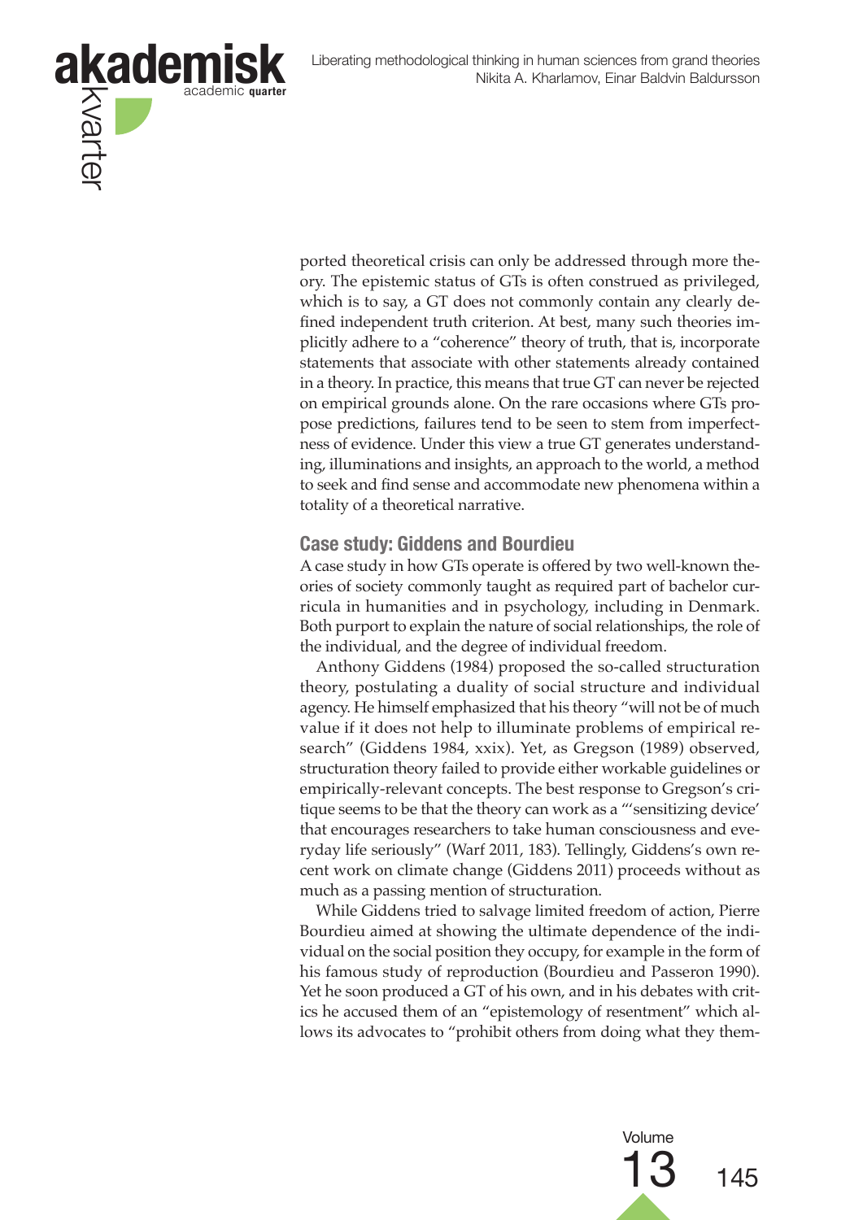ported theoretical crisis can only be addressed through more theory. The epistemic status of GTs is often construed as privileged, which is to say, a GT does not commonly contain any clearly defined independent truth criterion. At best, many such theories implicitly adhere to a "coherence" theory of truth, that is, incorporate statements that associate with other statements already contained in a theory. In practice, this means that true GT can never be rejected on empirical grounds alone. On the rare occasions where GTs propose predictions, failures tend to be seen to stem from imperfectness of evidence. Under this view a true GT generates understanding, illuminations and insights, an approach to the world, a method to seek and find sense and accommodate new phenomena within a totality of a theoretical narrative.

## Case study: Giddens and Bourdieu

A case study in how GTs operate is offered by two well-known theories of society commonly taught as required part of bachelor curricula in humanities and in psychology, including in Denmark. Both purport to explain the nature of social relationships, the role of the individual, and the degree of individual freedom.

Anthony Giddens (1984) proposed the so-called structuration theory, postulating a duality of social structure and individual agency. He himself emphasized that his theory "will not be of much value if it does not help to illuminate problems of empirical research" (Giddens 1984, xxix). Yet, as Gregson (1989) observed, structuration theory failed to provide either workable guidelines or empirically-relevant concepts. The best response to Gregson's critique seems to be that the theory can work as a "'sensitizing device' that encourages researchers to take human consciousness and everyday life seriously" (Warf 2011, 183). Tellingly, Giddens's own recent work on climate change (Giddens 2011) proceeds without as much as a passing mention of structuration.

While Giddens tried to salvage limited freedom of action, Pierre Bourdieu aimed at showing the ultimate dependence of the individual on the social position they occupy, for example in the form of his famous study of reproduction (Bourdieu and Passeron 1990). Yet he soon produced a GT of his own, and in his debates with critics he accused them of an "epistemology of resentment" which allows its advocates to "prohibit others from doing what they them-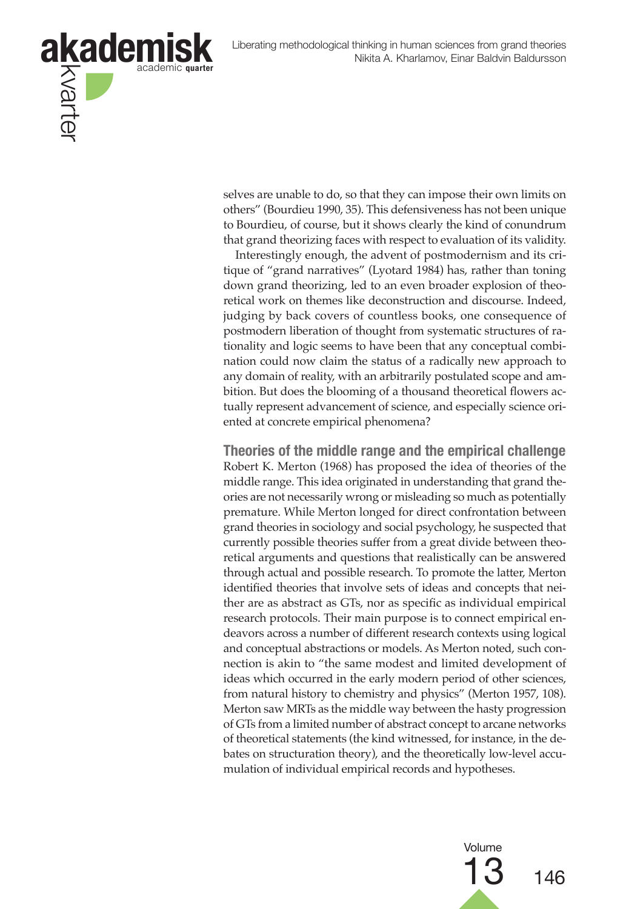selves are unable to do, so that they can impose their own limits on others" (Bourdieu 1990, 35). This defensiveness has not been unique to Bourdieu, of course, but it shows clearly the kind of conundrum that grand theorizing faces with respect to evaluation of its validity.

Interestingly enough, the advent of postmodernism and its critique of "grand narratives" (Lyotard 1984) has, rather than toning down grand theorizing, led to an even broader explosion of theoretical work on themes like deconstruction and discourse. Indeed, judging by back covers of countless books, one consequence of postmodern liberation of thought from systematic structures of rationality and logic seems to have been that any conceptual combination could now claim the status of a radically new approach to any domain of reality, with an arbitrarily postulated scope and ambition. But does the blooming of a thousand theoretical flowers actually represent advancement of science, and especially science oriented at concrete empirical phenomena?

## Theories of the middle range and the empirical challenge

Robert K. Merton (1968) has proposed the idea of theories of the middle range. This idea originated in understanding that grand theories are not necessarily wrong or misleading so much as potentially premature. While Merton longed for direct confrontation between grand theories in sociology and social psychology, he suspected that currently possible theories suffer from a great divide between theoretical arguments and questions that realistically can be answered through actual and possible research. To promote the latter, Merton identified theories that involve sets of ideas and concepts that neither are as abstract as GTs, nor as specific as individual empirical research protocols. Their main purpose is to connect empirical endeavors across a number of different research contexts using logical and conceptual abstractions or models. As Merton noted, such connection is akin to "the same modest and limited development of ideas which occurred in the early modern period of other sciences, from natural history to chemistry and physics" (Merton 1957, 108). Merton saw MRTs as the middle way between the hasty progression of GTs from a limited number of abstract concept to arcane networks of theoretical statements (the kind witnessed, for instance, in the debates on structuration theory), and the theoretically low-level accumulation of individual empirical records and hypotheses.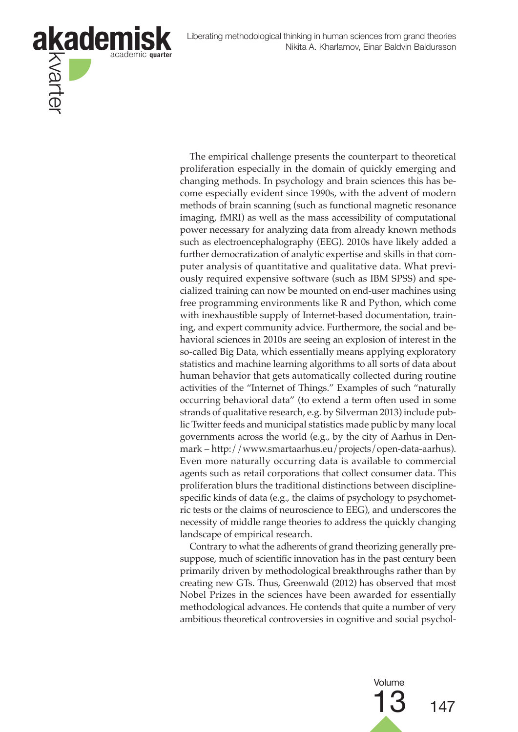The empirical challenge presents the counterpart to theoretical proliferation especially in the domain of quickly emerging and changing methods. In psychology and brain sciences this has become especially evident since 1990s, with the advent of modern methods of brain scanning (such as functional magnetic resonance imaging, fMRI) as well as the mass accessibility of computational power necessary for analyzing data from already known methods such as electroencephalography (EEG). 2010s have likely added a further democratization of analytic expertise and skills in that computer analysis of quantitative and qualitative data. What previously required expensive software (such as IBM SPSS) and specialized training can now be mounted on end-user machines using free programming environments like R and Python, which come with inexhaustible supply of Internet-based documentation, training, and expert community advice. Furthermore, the social and behavioral sciences in 2010s are seeing an explosion of interest in the so-called Big Data, which essentially means applying exploratory statistics and machine learning algorithms to all sorts of data about human behavior that gets automatically collected during routine activities of the "Internet of Things." Examples of such "naturally occurring behavioral data" (to extend a term often used in some strands of qualitative research, e.g. by Silverman 2013) include public Twitter feeds and municipal statistics made public by many local governments across the world (e.g., by the city of Aarhus in Denmark – http://www.smartaarhus.eu/projects/open-data-aarhus). Even more naturally occurring data is available to commercial agents such as retail corporations that collect consumer data. This proliferation blurs the traditional distinctions between discipline-specific kinds of data (e.g., the claims of psychology to psychometric tests or the claims of neuroscience to EEG), and underscores the necessity of middle range theories to address the quickly changing landscape of empirical research.

Contrary to what the adherents of grand theorizing generally presuppose, much of scientific innovation has in the past century been primarily driven by methodological breakthroughs rather than by creating new GTs. Thus, Greenwald (2012) has observed that most Nobel Prizes in the sciences have been awarded for essentially methodological advances. He contends that quite a number of very ambitious theoretical controversies in cognitive and social psychol-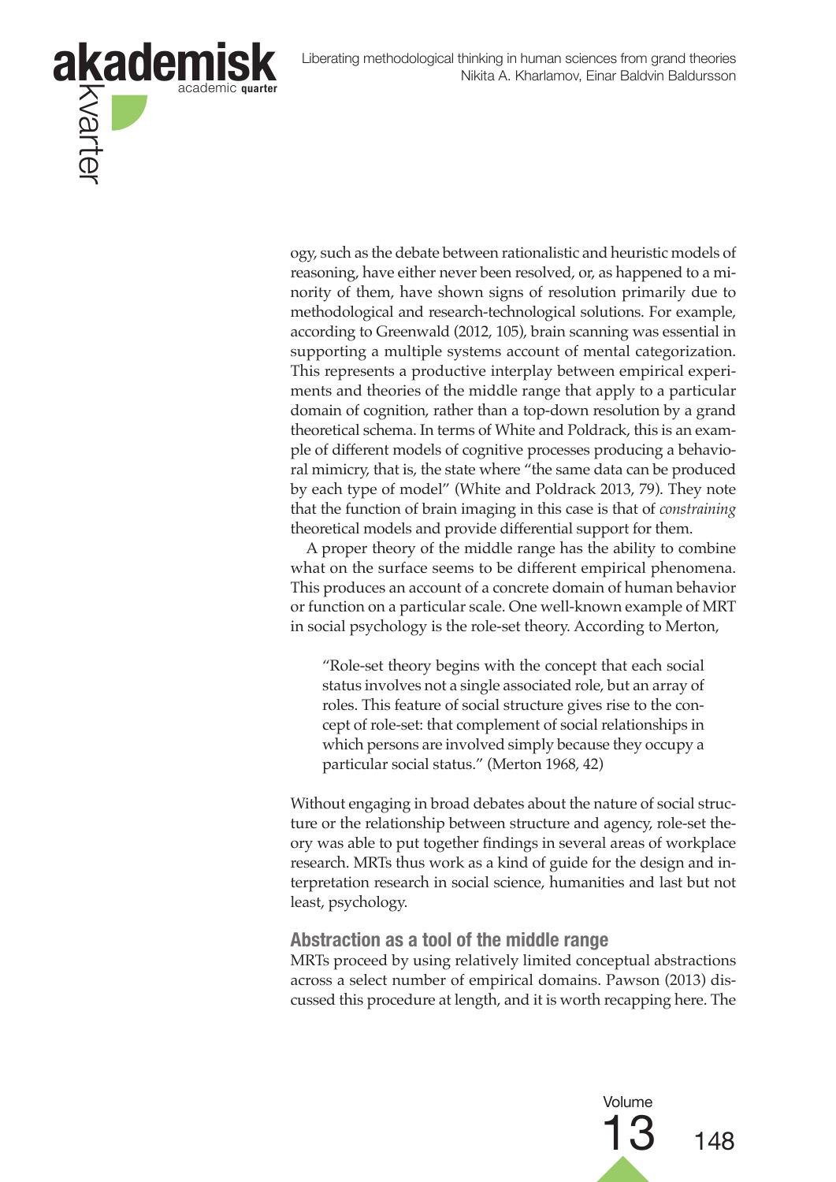ogy, such as the debate between rationalistic and heuristic models of reasoning, have either never been resolved, or, as happened to a minority of them, have shown signs of resolution primarily due to methodological and research-technological solutions. For example, according to Greenwald (2012, 105), brain scanning was essential in supporting a multiple systems account of mental categorization. This represents a productive interplay between empirical experiments and theories of the middle range that apply to a particular domain of cognition, rather than a top-down resolution by a grand theoretical schema. In terms of White and Poldrack, this is an example of different models of cognitive processes producing a behavioral mimicry, that is, the state where "the same data can be produced by each type of model" (White and Poldrack 2013, 79). They note that the function of brain imaging in this case is that of *constraining* theoretical models and provide differential support for them.

A proper theory of the middle range has the ability to combine what on the surface seems to be different empirical phenomena. This produces an account of a concrete domain of human behavior or function on a particular scale. One well-known example of MRT in social psychology is the role-set theory. According to Merton,

> "Role-set theory begins with the concept that each social status involves not a single associated role, but an array of roles. This feature of social structure gives rise to the concept of role-set: that complement of social relationships in which persons are involved simply because they occupy a particular social status." (Merton 1968, 42)

Without engaging in broad debates about the nature of social structure or the relationship between structure and agency, role-set theory was able to put together findings in several areas of workplace research. MRTs thus work as a kind of guide for the design and interpretation research in social science, humanities and last but not least, psychology.

## Abstraction as a tool of the middle range

MRTs proceed by using relatively limited conceptual abstractions across a select number of empirical domains. Pawson (2013) discussed this procedure at length, and it is worth recapping here. The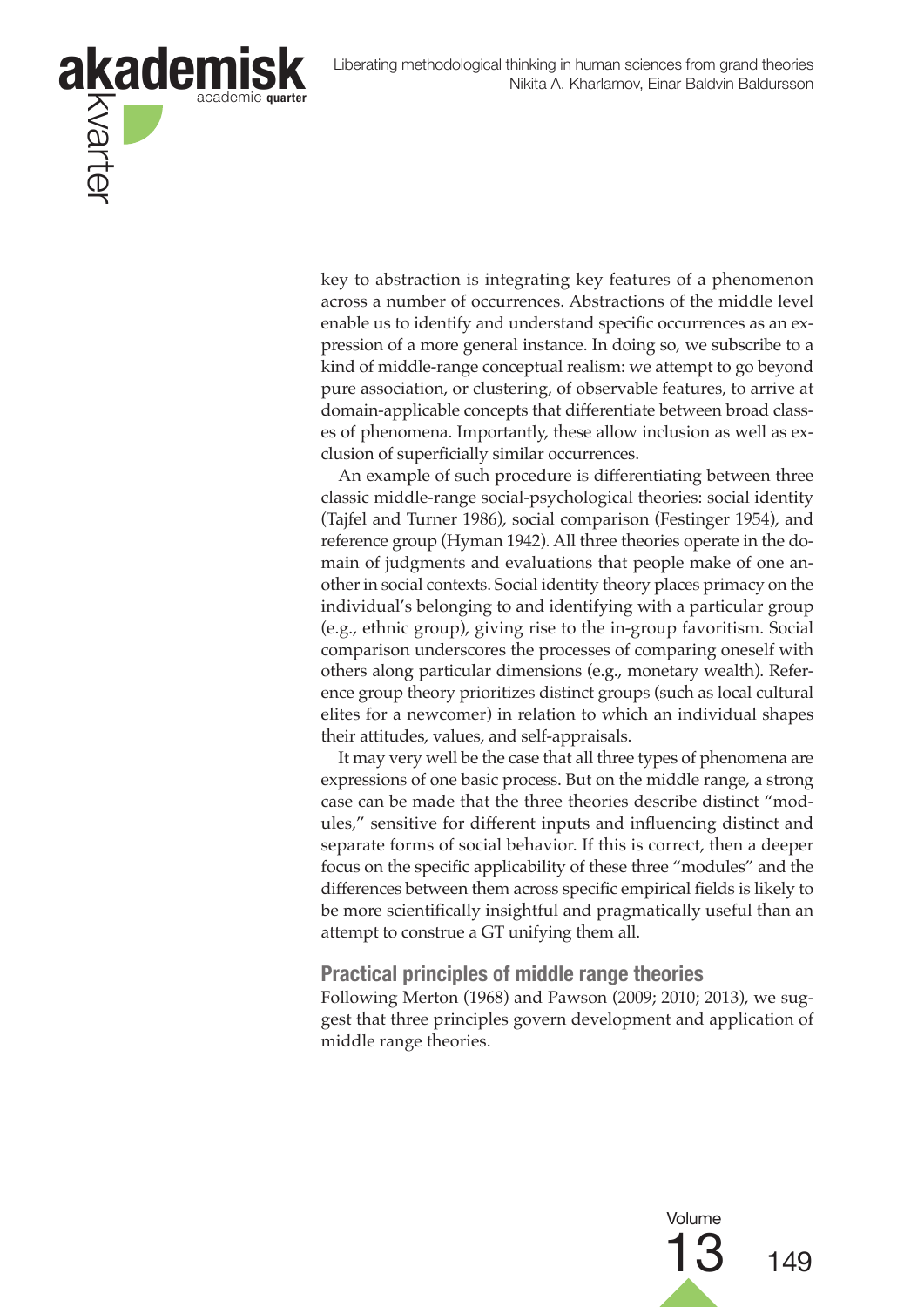key to abstraction is integrating key features of a phenomenon across a number of occurrences. Abstractions of the middle level enable us to identify and understand specific occurrences as an expression of a more general instance. In doing so, we subscribe to a kind of middle-range conceptual realism: we attempt to go beyond pure association, or clustering, of observable features, to arrive at domain-applicable concepts that differentiate between broad classes of phenomena. Importantly, these allow inclusion as well as exclusion of superficially similar occurrences.

An example of such procedure is differentiating between three classic middle-range social-psychological theories: social identity (Tajfel and Turner 1986), social comparison (Festinger 1954), and reference group (Hyman 1942). All three theories operate in the domain of judgments and evaluations that people make of one another in social contexts. Social identity theory places primacy on the individual's belonging to and identifying with a particular group (e.g., ethnic group), giving rise to the in-group favoritism. Social comparison underscores the processes of comparing oneself with others along particular dimensions (e.g., monetary wealth). Reference group theory prioritizes distinct groups (such as local cultural elites for a newcomer) in relation to which an individual shapes their attitudes, values, and self-appraisals.

It may very well be the case that all three types of phenomena are expressions of one basic process. But on the middle range, a strong case can be made that the three theories describe distinct "modules," sensitive for different inputs and influencing distinct and separate forms of social behavior. If this is correct, then a deeper focus on the specific applicability of these three "modules" and the differences between them across specific empirical fields is likely to be more scientifically insightful and pragmatically useful than an attempt to construe a GT unifying them all.

## Practical principles of middle range theories

Following Merton (1968) and Pawson (2009; 2010; 2013), we suggest that three principles govern development and application of middle range theories.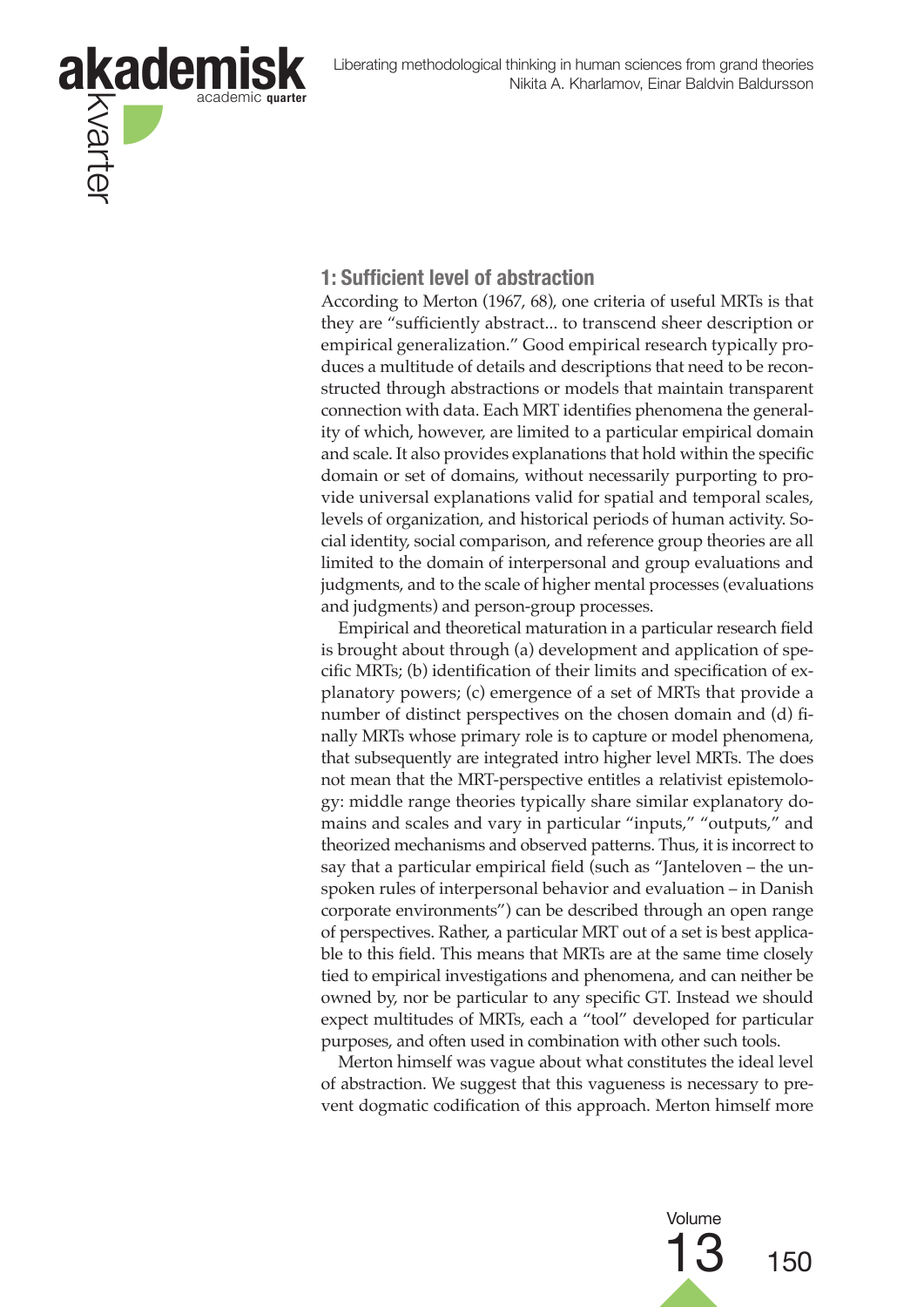## 1: Sufficient level of abstraction

According to Merton (1967, 68), one criteria of useful MRTs is that they are "sufficiently abstract... to transcend sheer description or empirical generalization." Good empirical research typically produces a multitude of details and descriptions that need to be reconstructed through abstractions or models that maintain transparent connection with data. Each MRT identifies phenomena the generality of which, however, are limited to a particular empirical domain and scale. It also provides explanations that hold within the specific domain or set of domains, without necessarily purporting to provide universal explanations valid for spatial and temporal scales, levels of organization, and historical periods of human activity. Social identity, social comparison, and reference group theories are all limited to the domain of interpersonal and group evaluations and judgments, and to the scale of higher mental processes (evaluations and judgments) and person-group processes.

Empirical and theoretical maturation in a particular research field is brought about through (a) development and application of specific MRTs; (b) identification of their limits and specification of explanatory powers; (c) emergence of a set of MRTs that provide a number of distinct perspectives on the chosen domain and (d) finally MRTs whose primary role is to capture or model phenomena, that subsequently are integrated intro higher level MRTs. The does not mean that the MRT-perspective entitles a relativist epistemology: middle range theories typically share similar explanatory domains and scales and vary in particular "inputs," "outputs," and theorized mechanisms and observed patterns. Thus, it is incorrect to say that a particular empirical field (such as "Janteloven – the unspoken rules of interpersonal behavior and evaluation – in Danish corporate environments") can be described through an open range of perspectives. Rather, a particular MRT out of a set is best applicable to this field. This means that MRTs are at the same time closely tied to empirical investigations and phenomena, and can neither be owned by, nor be particular to any specific GT. Instead we should expect multitudes of MRTs, each a "tool" developed for particular purposes, and often used in combination with other such tools.

Merton himself was vague about what constitutes the ideal level of abstraction. We suggest that this vagueness is necessary to prevent dogmatic codification of this approach. Merton himself more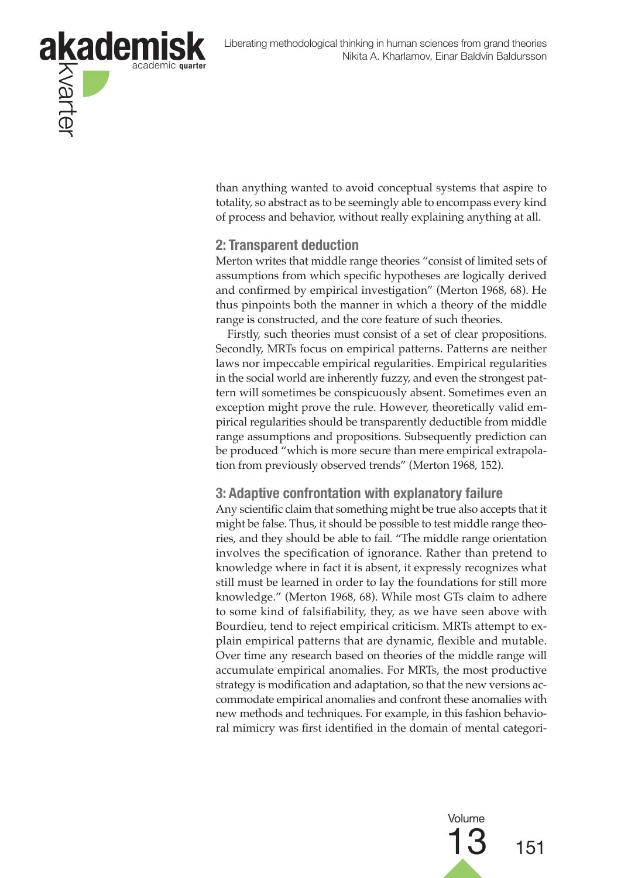than anything wanted to avoid conceptual systems that aspire to totality, so abstract as to be seemingly able to encompass every kind of process and behavior, without really explaining anything at all.

### 2: Transparent deduction

Merton writes that middle range theories "consist of limited sets of assumptions from which specific hypotheses are logically derived and confirmed by empirical investigation" (Merton 1968, 68). He thus pinpoints both the manner in which a theory of the middle range is constructed, and the core feature of such theories.

Firstly, such theories must consist of a set of clear propositions. Secondly, MRTs focus on empirical patterns. Patterns are neither laws nor impeccable empirical regularities. Empirical regularities in the social world are inherently fuzzy, and even the strongest pattern will sometimes be conspicuously absent. Sometimes even an exception might prove the rule. However, theoretically valid empirical regularities should be transparently deductible from middle range assumptions and propositions. Subsequently prediction can be produced "which is more secure than mere empirical extrapolation from previously observed trends" (Merton 1968, 152).

### 3: Adaptive confrontation with explanatory failure

Any scientific claim that something might be true also accepts that it might be false. Thus, it should be possible to test middle range theories, and they should be able to fail. "The middle range orientation involves the specification of ignorance. Rather than pretend to knowledge where in fact it is absent, it expressly recognizes what still must be learned in order to lay the foundations for still more knowledge." (Merton 1968, 68). While most GTs claim to adhere to some kind of falsifiability, they, as we have seen above with Bourdieu, tend to reject empirical criticism. MRTs attempt to explain empirical patterns that are dynamic, flexible and mutable. Over time any research based on theories of the middle range will accumulate empirical anomalies. For MRTs, the most productive strategy is modification and adaptation, so that the new versions accommodate empirical anomalies and confront these anomalies with new methods and techniques. For example, in this fashion behavioral mimicry was first identified in the domain of mental categori-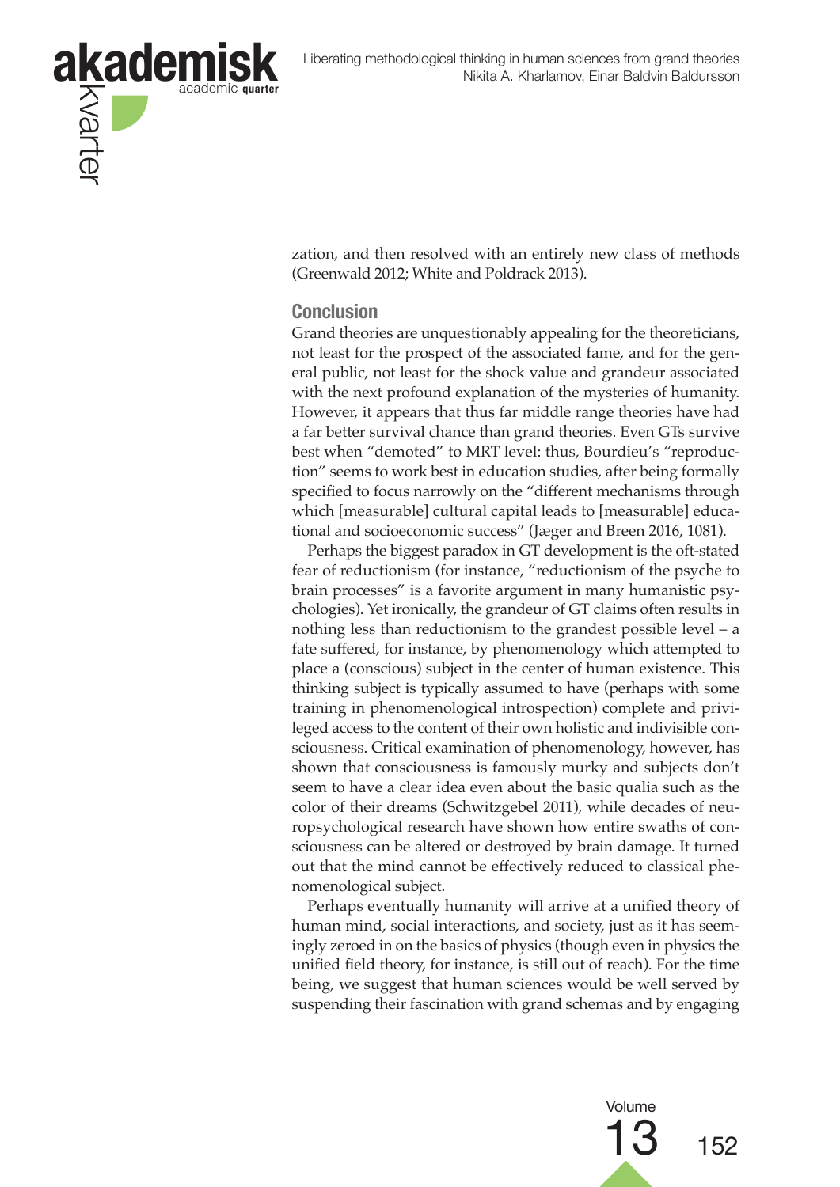zation, and then resolved with an entirely new class of methods (Greenwald 2012; White and Poldrack 2013).

## Conclusion

Grand theories are unquestionably appealing for the theoreticians, not least for the prospect of the associated fame, and for the general public, not least for the shock value and grandeur associated with the next profound explanation of the mysteries of humanity. However, it appears that thus far middle range theories have had a far better survival chance than grand theories. Even GTs survive best when "demoted" to MRT level: thus, Bourdieu's "reproduction" seems to work best in education studies, after being formally specified to focus narrowly on the "different mechanisms through which [measurable] cultural capital leads to [measurable] educational and socioeconomic success" (Jæger and Breen 2016, 1081).

Perhaps the biggest paradox in GT development is the oft-stated fear of reductionism (for instance, "reductionism of the psyche to brain processes" is a favorite argument in many humanistic psychologies). Yet ironically, the grandeur of GT claims often results in nothing less than reductionism to the grandest possible level – a fate suffered, for instance, by phenomenology which attempted to place a (conscious) subject in the center of human existence. This thinking subject is typically assumed to have (perhaps with some training in phenomenological introspection) complete and privileged access to the content of their own holistic and indivisible consciousness. Critical examination of phenomenology, however, has shown that consciousness is famously murky and subjects don't seem to have a clear idea even about the basic qualia such as the color of their dreams (Schwitzgebel 2011), while decades of neuropsychological research have shown how entire swaths of consciousness can be altered or destroyed by brain damage. It turned out that the mind cannot be effectively reduced to classical phenomenological subject.

Perhaps eventually humanity will arrive at a unified theory of human mind, social interactions, and society, just as it has seemingly zeroed in on the basics of physics (though even in physics the unified field theory, for instance, is still out of reach). For the time being, we suggest that human sciences would be well served by suspending their fascination with grand schemas and by engaging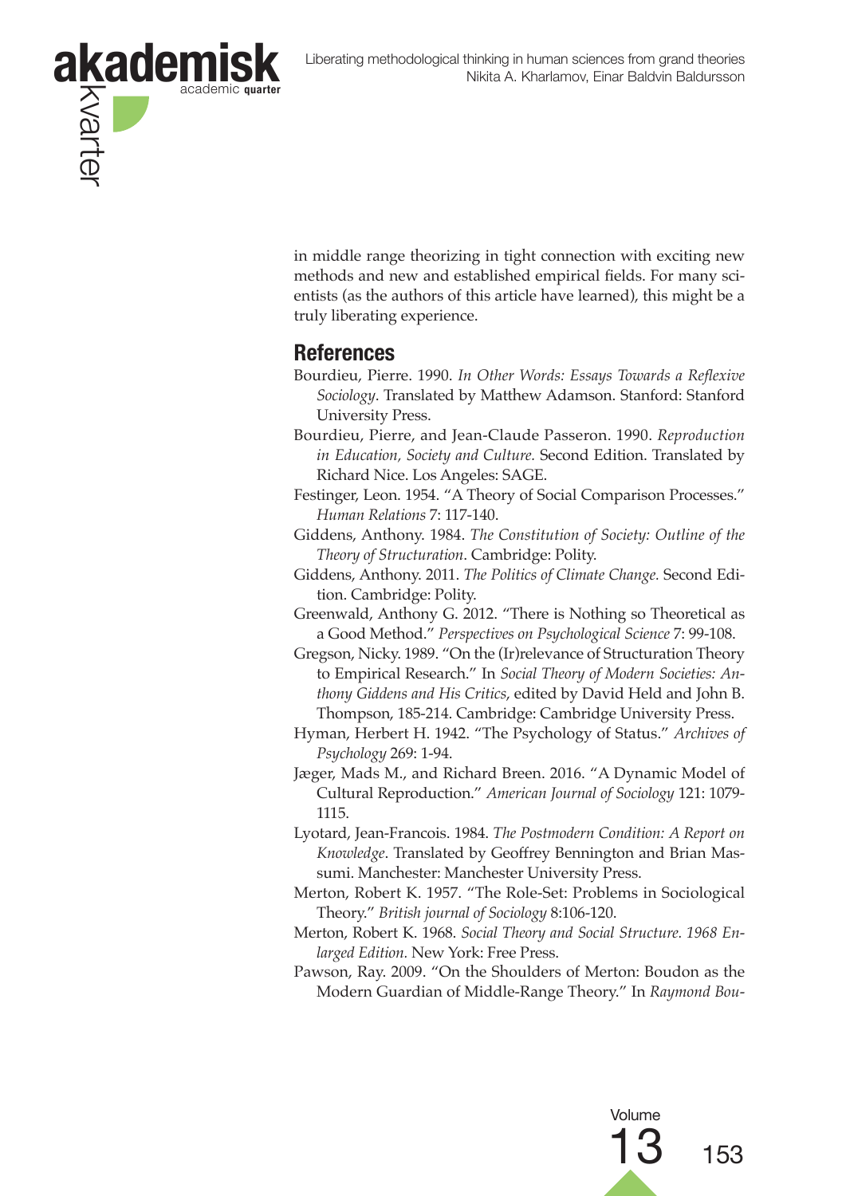in middle range theorizing in tight connection with exciting new methods and new and established empirical fields. For many scientists (as the authors of this article have learned), this might be a truly liberating experience.

## References

Bourdieu, Pierre. 1990. *In Other Words: Essays Towards a Reflexive Sociology*. Translated by Matthew Adamson. Stanford: Stanford University Press.

Bourdieu, Pierre, and Jean-Claude Passeron. 1990. *Reproduction in Education, Society and Culture.* Second Edition. Translated by Richard Nice. Los Angeles: SAGE.

Festinger, Leon. 1954. "A Theory of Social Comparison Processes." *Human Relations* 7: 117-140.

Giddens, Anthony. 1984. *The Constitution of Society: Outline of the Theory of Structuration*. Cambridge: Polity.

Giddens, Anthony. 2011. *The Politics of Climate Change.* Second Edition. Cambridge: Polity.

Greenwald, Anthony G. 2012. "There is Nothing so Theoretical as a Good Method." *Perspectives on Psychological Science* 7: 99-108.

Gregson, Nicky. 1989. "On the (Ir)relevance of Structuration Theory to Empirical Research." In *Social Theory of Modern Societies: Anthony Giddens and His Critics*, edited by David Held and John B. Thompson, 185-214. Cambridge: Cambridge University Press.

Hyman, Herbert H. 1942. "The Psychology of Status." *Archives of Psychology* 269: 1-94.

Jæger, Mads M., and Richard Breen. 2016. "A Dynamic Model of Cultural Reproduction." *American Journal of Sociology* 121: 1079-1115.

Lyotard, Jean-Francois. 1984. *The Postmodern Condition: A Report on Knowledge*. Translated by Geoffrey Bennington and Brian Massumi. Manchester: Manchester University Press.

Merton, Robert K. 1957. "The Role-Set: Problems in Sociological Theory." *British journal of Sociology* 8:106-120.

Merton, Robert K. 1968. *Social Theory and Social Structure. 1968 Enlarged Edition.* New York: Free Press.

Pawson, Ray. 2009. "On the Shoulders of Merton: Boudon as the Modern Guardian of Middle-Range Theory." In *Raymond Bou-*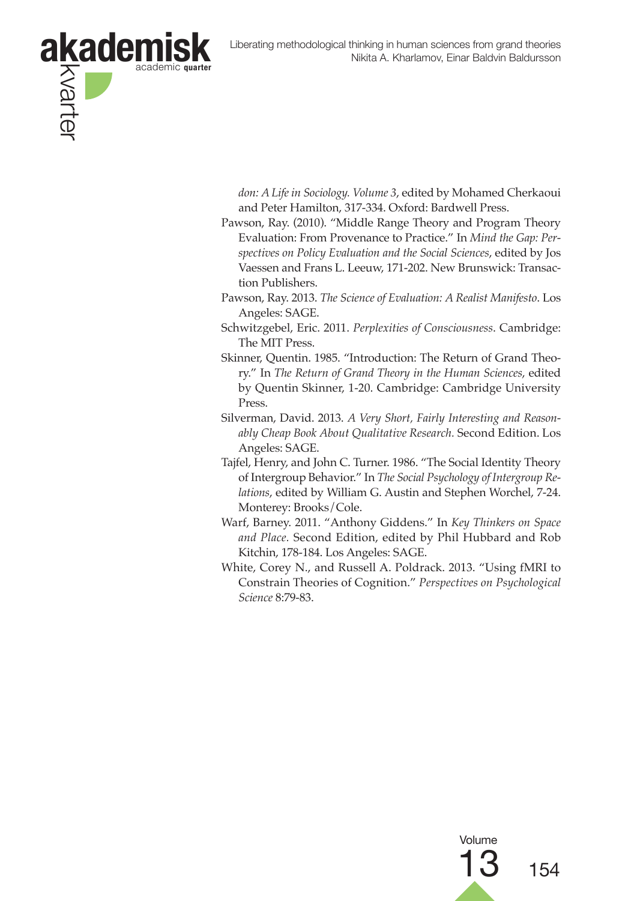*don: A Life in Sociology. Volume 3*, edited by Mohamed Cherkaoui and Peter Hamilton, 317-334. Oxford: Bardwell Press.

Pawson, Ray. (2010). "Middle Range Theory and Program Theory Evaluation: From Provenance to Practice." In *Mind the Gap: Perspectives on Policy Evaluation and the Social Sciences*, edited by Jos Vaessen and Frans L. Leeuw, 171-202. New Brunswick: Transaction Publishers.

Pawson, Ray. 2013. *The Science of Evaluation: A Realist Manifesto*. Los Angeles: SAGE.

Schwitzgebel, Eric. 2011. *Perplexities of Consciousness*. Cambridge: The MIT Press.

Skinner, Quentin. 1985. "Introduction: The Return of Grand Theory." In *The Return of Grand Theory in the Human Sciences*, edited by Quentin Skinner, 1-20. Cambridge: Cambridge University Press.

Silverman, David. 2013. *A Very Short, Fairly Interesting and Reasonably Cheap Book About Qualitative Research.* Second Edition. Los Angeles: SAGE.

Tajfel, Henry, and John C. Turner. 1986. "The Social Identity Theory of Intergroup Behavior." In *The Social Psychology of Intergroup Relations*, edited by William G. Austin and Stephen Worchel, 7-24. Monterey: Brooks/Cole.

Warf, Barney. 2011. "Anthony Giddens." In *Key Thinkers on Space and Place*. Second Edition, edited by Phil Hubbard and Rob Kitchin, 178-184. Los Angeles: SAGE.

White, Corey N., and Russell A. Poldrack. 2013. "Using fMRI to Constrain Theories of Cognition." *Perspectives on Psychological Science* 8:79-83.